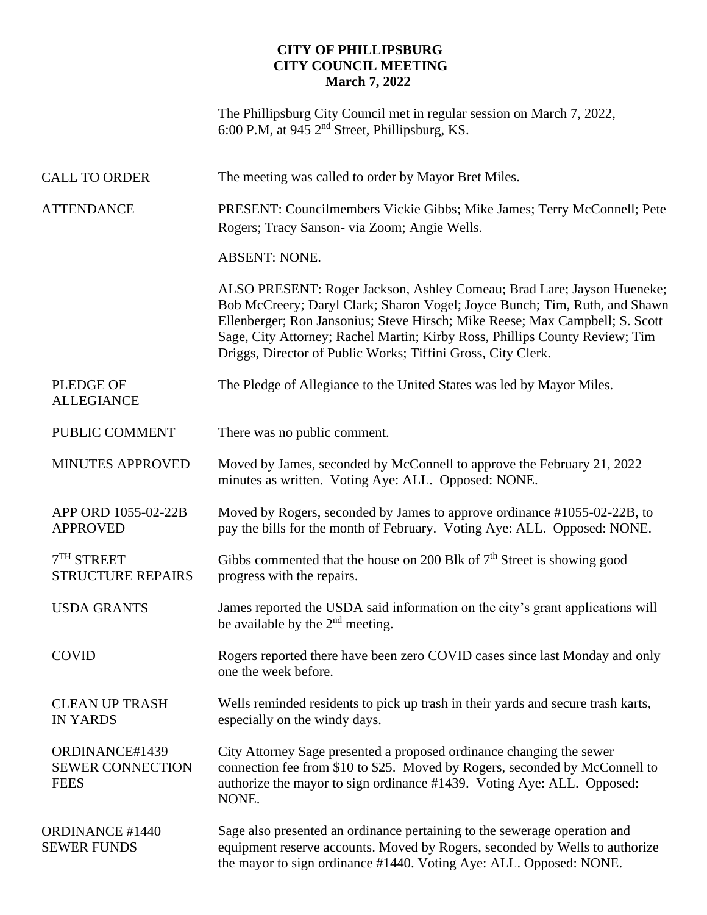# CITY OF PHILLIPSBURG
## CITY COUNCIL MEETING
### March 7, 2022

The Phillipsburg City Council met in regular session on March 7, 2022, 6:00 P.M, at 945 2nd Street, Phillipsburg, KS.

**CALL TO ORDER** — The meeting was called to order by Mayor Bret Miles.

**ATTENDANCE** — PRESENT: Councilmembers Vickie Gibbs; Mike James; Terry McConnell; Pete Rogers; Tracy Sanson- via Zoom; Angie Wells.

ABSENT: NONE.

ALSO PRESENT: Roger Jackson, Ashley Comeau; Brad Lare; Jayson Hueneke; Bob McCreery; Daryl Clark; Sharon Vogel; Joyce Bunch; Tim, Ruth, and Shawn Ellenberger; Ron Jansonius; Steve Hirsch; Mike Reese; Max Campbell; S. Scott Sage, City Attorney; Rachel Martin; Kirby Ross, Phillips County Review; Tim Driggs, Director of Public Works; Tiffini Gross, City Clerk.

**PLEDGE OF ALLEGIANCE** — The Pledge of Allegiance to the United States was led by Mayor Miles.

**PUBLIC COMMENT** — There was no public comment.

**MINUTES APPROVED** — Moved by James, seconded by McConnell to approve the February 21, 2022 minutes as written. Voting Aye: ALL. Opposed: NONE.

**APP ORD 1055-02-22B APPROVED** — Moved by Rogers, seconded by James to approve ordinance #1055-02-22B, to pay the bills for the month of February. Voting Aye: ALL. Opposed: NONE.

**7TH STREET STRUCTURE REPAIRS** — Gibbs commented that the house on 200 Blk of 7th Street is showing good progress with the repairs.

**USDA GRANTS** — James reported the USDA said information on the city's grant applications will be available by the 2nd meeting.

**COVID** — Rogers reported there have been zero COVID cases since last Monday and only one the week before.

**CLEAN UP TRASH IN YARDS** — Wells reminded residents to pick up trash in their yards and secure trash karts, especially on the windy days.

**ORDINANCE#1439 SEWER CONNECTION FEES** — City Attorney Sage presented a proposed ordinance changing the sewer connection fee from $10 to $25. Moved by Rogers, seconded by McConnell to authorize the mayor to sign ordinance #1439. Voting Aye: ALL. Opposed: NONE.

**ORDINANCE #1440 SEWER FUNDS** — Sage also presented an ordinance pertaining to the sewerage operation and equipment reserve accounts. Moved by Rogers, seconded by Wells to authorize the mayor to sign ordinance #1440. Voting Aye: ALL. Opposed: NONE.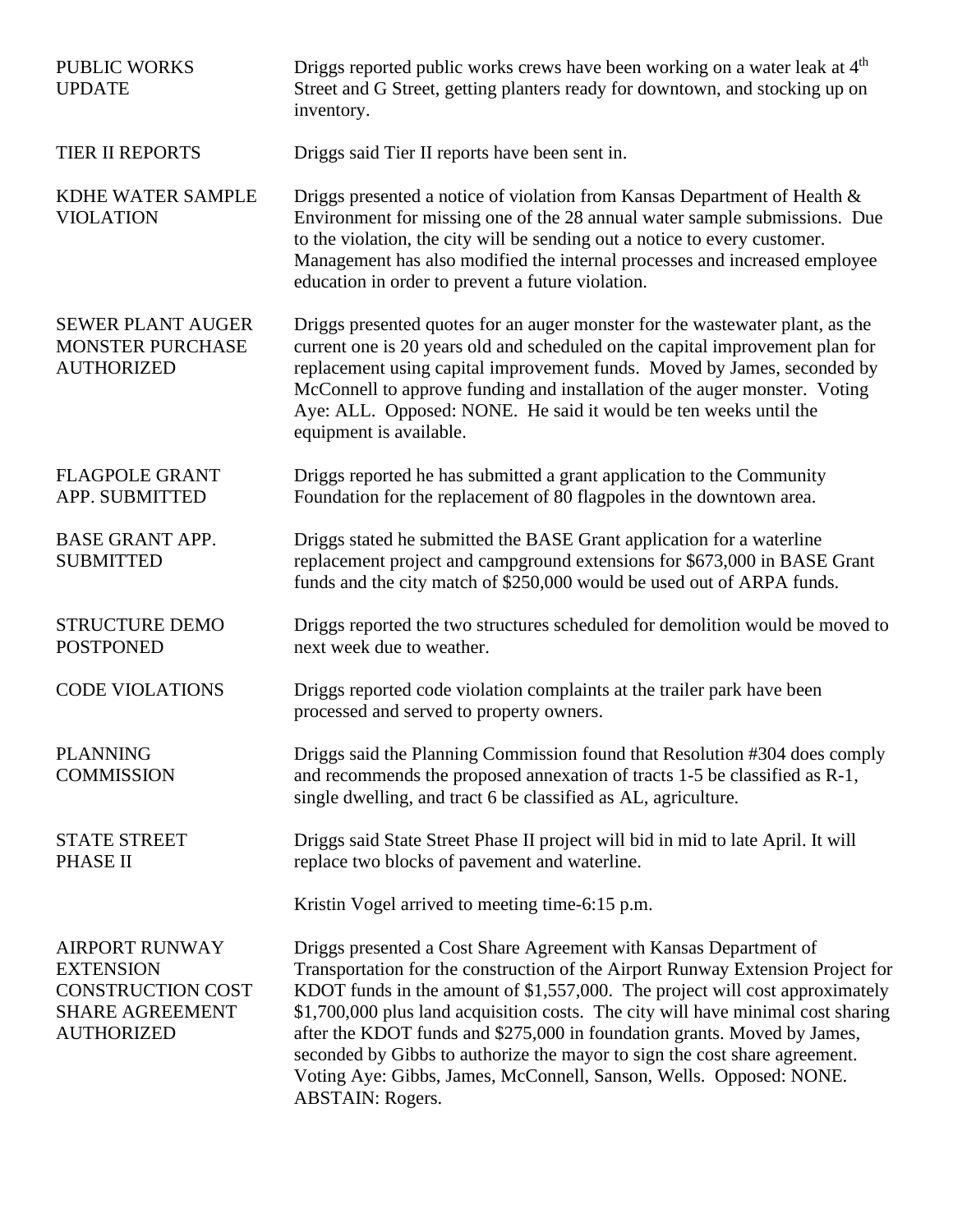**PUBLIC WORKS UPDATE**

Driggs reported public works crews have been working on a water leak at 4th Street and G Street, getting planters ready for downtown, and stocking up on inventory.

**TIER II REPORTS**

Driggs said Tier II reports have been sent in.

**KDHE WATER SAMPLE VIOLATION**

Driggs presented a notice of violation from Kansas Department of Health & Environment for missing one of the 28 annual water sample submissions. Due to the violation, the city will be sending out a notice to every customer. Management has also modified the internal processes and increased employee education in order to prevent a future violation.

**SEWER PLANT AUGER MONSTER PURCHASE AUTHORIZED**

Driggs presented quotes for an auger monster for the wastewater plant, as the current one is 20 years old and scheduled on the capital improvement plan for replacement using capital improvement funds. Moved by James, seconded by McConnell to approve funding and installation of the auger monster. Voting Aye: ALL. Opposed: NONE. He said it would be ten weeks until the equipment is available.

**FLAGPOLE GRANT APP. SUBMITTED**

Driggs reported he has submitted a grant application to the Community Foundation for the replacement of 80 flagpoles in the downtown area.

**BASE GRANT APP. SUBMITTED**

Driggs stated he submitted the BASE Grant application for a waterline replacement project and campground extensions for $673,000 in BASE Grant funds and the city match of $250,000 would be used out of ARPA funds.

**STRUCTURE DEMO POSTPONED**

Driggs reported the two structures scheduled for demolition would be moved to next week due to weather.

**CODE VIOLATIONS**

Driggs reported code violation complaints at the trailer park have been processed and served to property owners.

**PLANNING COMMISSION**

Driggs said the Planning Commission found that Resolution #304 does comply and recommends the proposed annexation of tracts 1-5 be classified as R-1, single dwelling, and tract 6 be classified as AL, agriculture.

**STATE STREET PHASE II**

Driggs said State Street Phase II project will bid in mid to late April. It will replace two blocks of pavement and waterline.

Kristin Vogel arrived to meeting time-6:15 p.m.

**AIRPORT RUNWAY EXTENSION CONSTRUCTION COST SHARE AGREEMENT AUTHORIZED**

Driggs presented a Cost Share Agreement with Kansas Department of Transportation for the construction of the Airport Runway Extension Project for KDOT funds in the amount of $1,557,000. The project will cost approximately $1,700,000 plus land acquisition costs. The city will have minimal cost sharing after the KDOT funds and $275,000 in foundation grants. Moved by James, seconded by Gibbs to authorize the mayor to sign the cost share agreement. Voting Aye: Gibbs, James, McConnell, Sanson, Wells. Opposed: NONE. ABSTAIN: Rogers.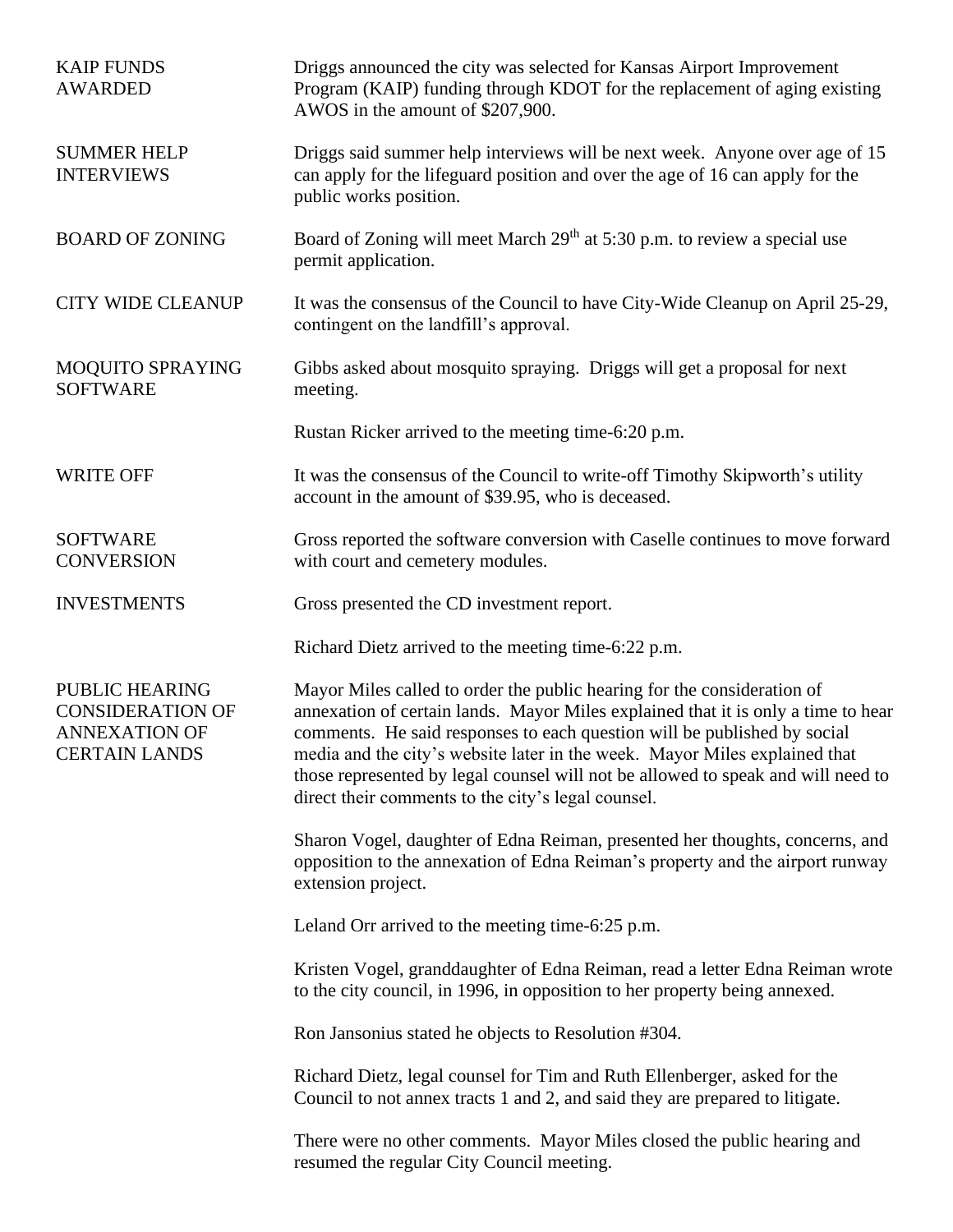**KAIP FUNDS AWARDED**

Driggs announced the city was selected for Kansas Airport Improvement Program (KAIP) funding through KDOT for the replacement of aging existing AWOS in the amount of $207,900.

**SUMMER HELP INTERVIEWS**

Driggs said summer help interviews will be next week. Anyone over age of 15 can apply for the lifeguard position and over the age of 16 can apply for the public works position.

**BOARD OF ZONING**

Board of Zoning will meet March 29th at 5:30 p.m. to review a special use permit application.

**CITY WIDE CLEANUP**

It was the consensus of the Council to have City-Wide Cleanup on April 25-29, contingent on the landfill's approval.

**MOQUITO SPRAYING SOFTWARE**

Gibbs asked about mosquito spraying. Driggs will get a proposal for next meeting.

Rustan Ricker arrived to the meeting time-6:20 p.m.

**WRITE OFF**

It was the consensus of the Council to write-off Timothy Skipworth's utility account in the amount of $39.95, who is deceased.

**SOFTWARE CONVERSION**

Gross reported the software conversion with Caselle continues to move forward with court and cemetery modules.

**INVESTMENTS**

Gross presented the CD investment report.

Richard Dietz arrived to the meeting time-6:22 p.m.

**PUBLIC HEARING CONSIDERATION OF ANNEXATION OF CERTAIN LANDS**

Mayor Miles called to order the public hearing for the consideration of annexation of certain lands. Mayor Miles explained that it is only a time to hear comments. He said responses to each question will be published by social media and the city's website later in the week. Mayor Miles explained that those represented by legal counsel will not be allowed to speak and will need to direct their comments to the city's legal counsel.

Sharon Vogel, daughter of Edna Reiman, presented her thoughts, concerns, and opposition to the annexation of Edna Reiman's property and the airport runway extension project.

Leland Orr arrived to the meeting time-6:25 p.m.

Kristen Vogel, granddaughter of Edna Reiman, read a letter Edna Reiman wrote to the city council, in 1996, in opposition to her property being annexed.

Ron Jansonius stated he objects to Resolution #304.

Richard Dietz, legal counsel for Tim and Ruth Ellenberger, asked for the Council to not annex tracts 1 and 2, and said they are prepared to litigate.

There were no other comments. Mayor Miles closed the public hearing and resumed the regular City Council meeting.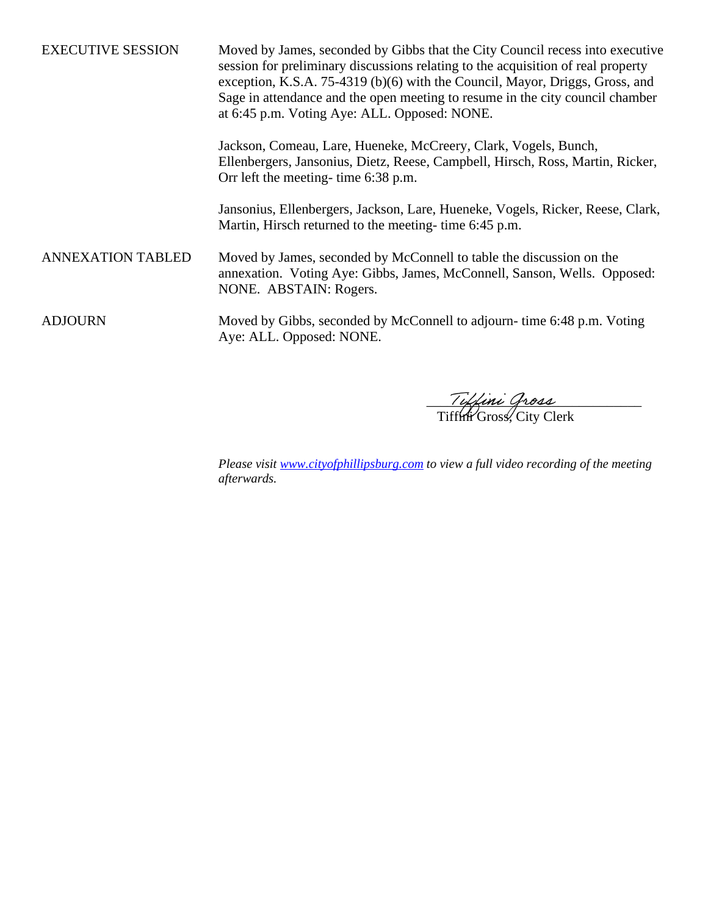EXECUTIVE SESSION

Moved by James, seconded by Gibbs that the City Council recess into executive session for preliminary discussions relating to the acquisition of real property exception, K.S.A. 75-4319 (b)(6) with the Council, Mayor, Driggs, Gross, and Sage in attendance and the open meeting to resume in the city council chamber at 6:45 p.m. Voting Aye: ALL. Opposed: NONE.

Jackson, Comeau, Lare, Hueneke, McCreery, Clark, Vogels, Bunch, Ellenbergers, Jansonius, Dietz, Reese, Campbell, Hirsch, Ross, Martin, Ricker, Orr left the meeting- time 6:38 p.m.

Jansonius, Ellenbergers, Jackson, Lare, Hueneke, Vogels, Ricker, Reese, Clark, Martin, Hirsch returned to the meeting- time 6:45 p.m.

ANNEXATION TABLED

Moved by James, seconded by McConnell to table the discussion on the annexation. Voting Aye: Gibbs, James, McConnell, Sanson, Wells. Opposed: NONE. ABSTAIN: Rogers.

ADJOURN

Moved by Gibbs, seconded by McConnell to adjourn- time 6:48 p.m. Voting Aye: ALL. Opposed: NONE.

Tiffini Gross

Tiffini Gross, City Clerk

*Please visit www.cityofphillipsburg.com to view a full video recording of the meeting afterwards.*